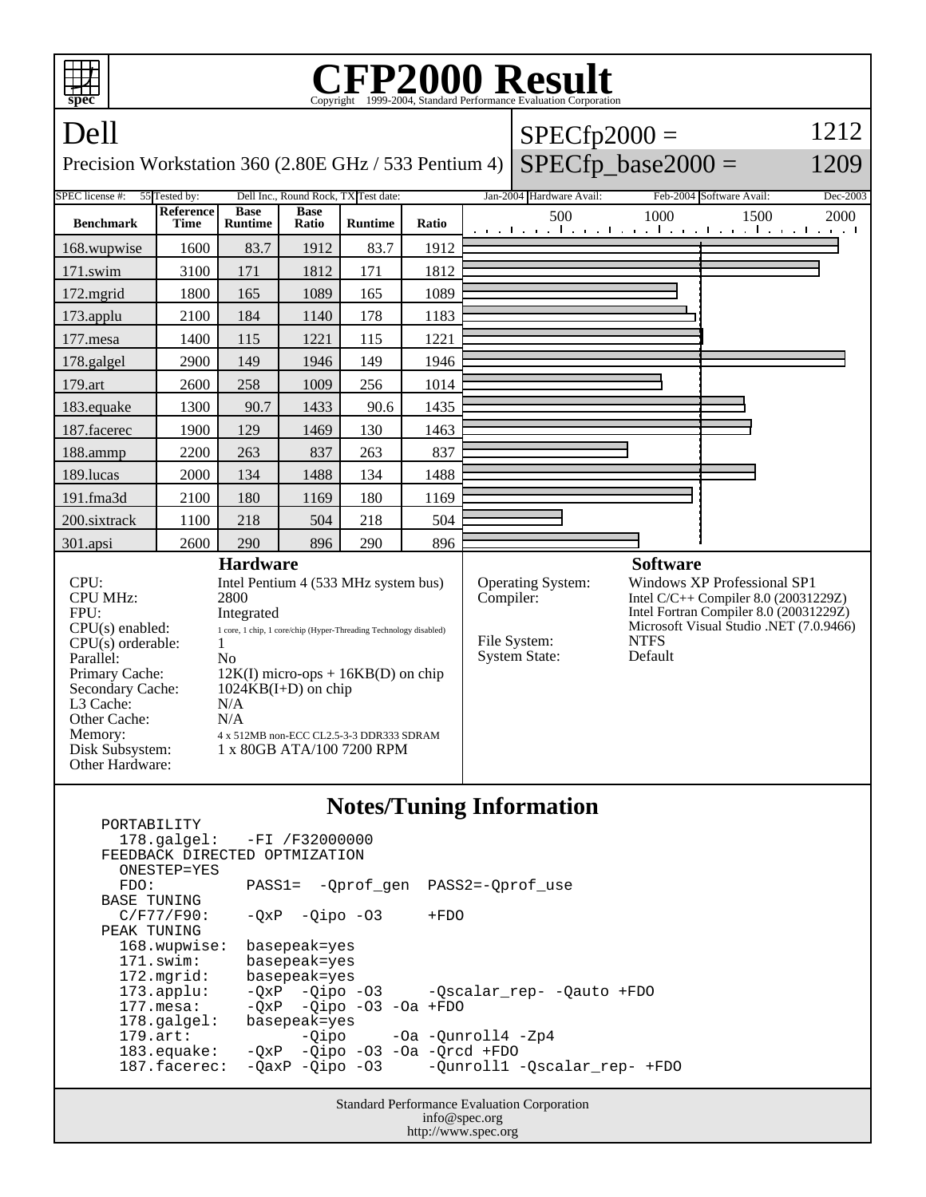# CFP2000 Result

Copyright 1999-2004, Standard Performance Evaluation Corporation

## Dell

Precision Workstation 360 (2.80E GHz / 533 Pentium 4)

SPECfp2000 = 1212

SPECfp_base2000 = 1209

| SPEC license #: | 55 | Tested by: | Dell Inc., Round Rock, TX | Test date: | Jan-2004 | Hardware Avail: | Feb-2004 | Software Avail: | Dec-2003 |
|---|---|---|---|---|---|---|---|---|---|

| Benchmark | Reference Time | Base Runtime | Base Ratio | Runtime | Ratio |
|---|---|---|---|---|---|
| 168.wupwise | 1600 | 83.7 | 1912 | 83.7 | 1912 |
| 171.swim | 3100 | 171 | 1812 | 171 | 1812 |
| 172.mgrid | 1800 | 165 | 1089 | 165 | 1089 |
| 173.applu | 2100 | 184 | 1140 | 178 | 1183 |
| 177.mesa | 1400 | 115 | 1221 | 115 | 1221 |
| 178.galgel | 2900 | 149 | 1946 | 149 | 1946 |
| 179.art | 2600 | 258 | 1009 | 256 | 1014 |
| 183.equake | 1300 | 90.7 | 1433 | 90.6 | 1435 |
| 187.facerec | 1900 | 129 | 1469 | 130 | 1463 |
| 188.ammp | 2200 | 263 | 837 | 263 | 837 |
| 189.lucas | 2000 | 134 | 1488 | 134 | 1488 |
| 191.fma3d | 2100 | 180 | 1169 | 180 | 1169 |
| 200.sixtrack | 1100 | 218 | 504 | 218 | 504 |
| 301.apsi | 2600 | 290 | 896 | 290 | 896 |

### Hardware

| | |
|---|---|
| CPU: | Intel Pentium 4 (533 MHz system bus) |
| CPU MHz: | 2800 |
| FPU: | Integrated |
| CPU(s) enabled: | 1 core, 1 chip, 1 core/chip (Hyper-Threading Technology disabled) |
| CPU(s) orderable: | 1 |
| Parallel: | No |
| Primary Cache: | 12K(I) micro-ops + 16KB(D) on chip |
| Secondary Cache: | 1024KB(I+D) on chip |
| L3 Cache: | N/A |
| Other Cache: | N/A |
| Memory: | 4 x 512MB non-ECC CL2.5-3-3 DDR333 SDRAM |
| Disk Subsystem: | 1 x 80GB ATA/100 7200 RPM |
| Other Hardware: | |

### Software

| | |
|---|---|
| Operating System: | Windows XP Professional SP1 |
| Compiler: | Intel C/C++ Compiler 8.0 (20031229Z)<br>Intel Fortran Compiler 8.0 (20031229Z)<br>Microsoft Visual Studio .NET (7.0.9466) |
| File System: | NTFS |
| System State: | Default |

### Notes/Tuning Information

```
PORTABILITY
  178.galgel:   -FI /F32000000
FEEDBACK DIRECTED OPTMIZATION
  ONESTEP=YES
  FDO:          PASS1=  -Qprof_gen  PASS2=-Qprof_use
BASE TUNING
  C/F77/F90:    -QxP  -Qipo -O3     +FDO
PEAK TUNING
  168.wupwise:  basepeak=yes
  171.swim:     basepeak=yes
  172.mgrid:    basepeak=yes
  173.applu:    -QxP  -Qipo -O3     -Qscalar_rep- -Qauto +FDO
  177.mesa:     -QxP  -Qipo -O3 -Oa +FDO
  178.galgel:   basepeak=yes
  179.art:            -Qipo     -Oa -Qunroll4 -Zp4
  183.equake:   -QxP  -Qipo -O3 -Oa -Qrcd +FDO
  187.facerec:  -QaxP -Qipo -O3     -Qunroll1 -Qscalar_rep- +FDO
```

Standard Performance Evaluation Corporation
info@spec.org
http://www.spec.org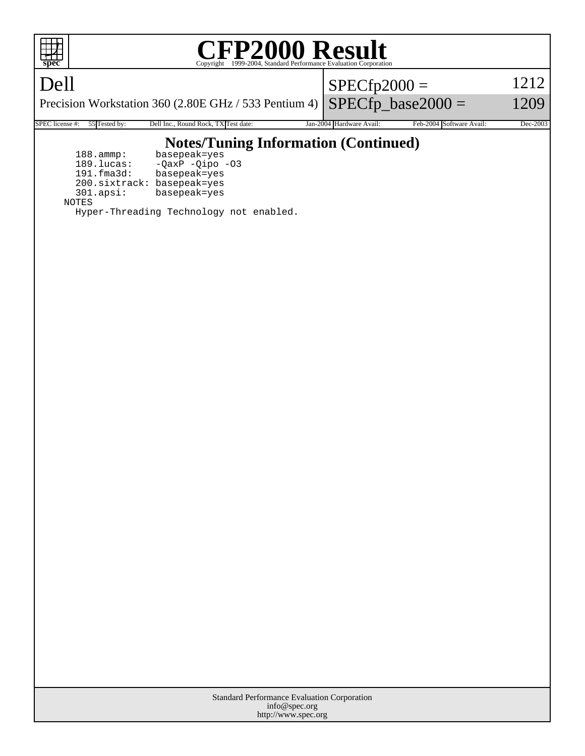# CFP2000 Result

Copyright 1999-2004, Standard Performance Evaluation Corporation

**Dell**

Precision Workstation 360 (2.80E GHz / 533 Pentium 4)

SPECfp2000 = 1212

SPECfp_base2000 = 1209

| SPEC license #: | 55 | Tested by: | Dell Inc., Round Rock, TX | Test date: | Jan-2004 | Hardware Avail: | Feb-2004 | Software Avail: | Dec-2003 |
|---|---|---|---|---|---|---|---|---|---|

## Notes/Tuning Information (Continued)

```
    188.ammp:     basepeak=yes
    189.lucas:    -QaxP -Qipo -O3
    191.fma3d:    basepeak=yes
    200.sixtrack: basepeak=yes
    301.apsi:     basepeak=yes
 NOTES
    Hyper-Threading Technology not enabled.
```

Standard Performance Evaluation Corporation
info@spec.org
http://www.spec.org